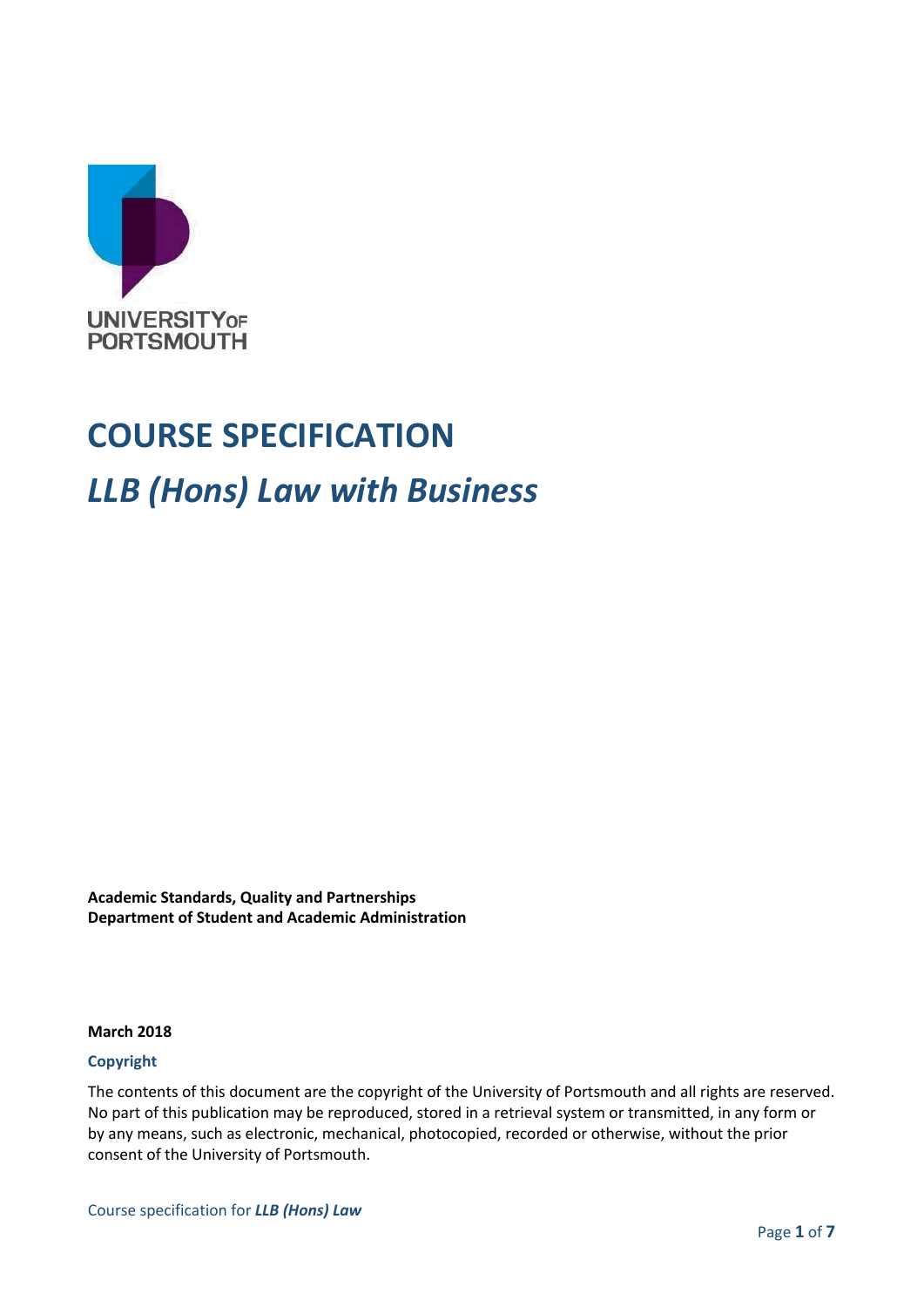UNIVERSITY OF PORTSMOUTH

# COURSE SPECIFICATION

## *LLB (Hons) Law with Business*

**Academic Standards, Quality and Partnerships**
**Department of Student and Academic Administration**

**March 2018**

### Copyright

The contents of this document are the copyright of the University of Portsmouth and all rights are reserved. No part of this publication may be reproduced, stored in a retrieval system or transmitted, in any form or by any means, such as electronic, mechanical, photocopied, recorded or otherwise, without the prior consent of the University of Portsmouth.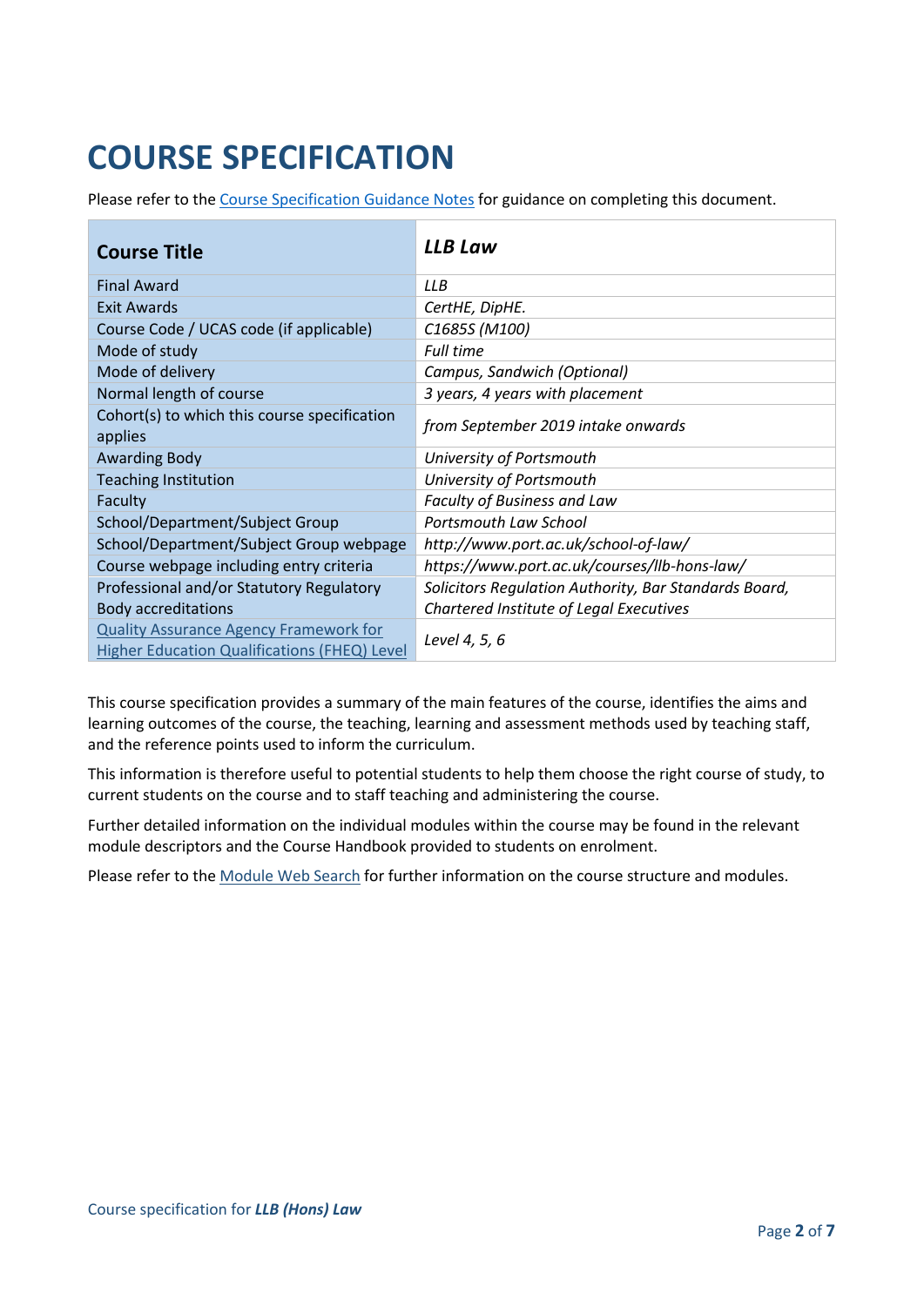# COURSE SPECIFICATION

Please refer to the Course Specification Guidance Notes for guidance on completing this document.

| **Course Title** | ***LLB Law*** |
|---|---|
| Final Award | *LLB* |
| Exit Awards | *CertHE, DipHE.* |
| Course Code / UCAS code (if applicable) | *C1685S (M100)* |
| Mode of study | *Full time* |
| Mode of delivery | *Campus, Sandwich (Optional)* |
| Normal length of course | *3 years, 4 years with placement* |
| Cohort(s) to which this course specification applies | *from September 2019 intake onwards* |
| Awarding Body | *University of Portsmouth* |
| Teaching Institution | *University of Portsmouth* |
| Faculty | *Faculty of Business and Law* |
| School/Department/Subject Group | *Portsmouth Law School* |
| School/Department/Subject Group webpage | *http://www.port.ac.uk/school-of-law/* |
| Course webpage including entry criteria | *https://www.port.ac.uk/courses/llb-hons-law/* |
| Professional and/or Statutory Regulatory Body accreditations | *Solicitors Regulation Authority, Bar Standards Board, Chartered Institute of Legal Executives* |
| Quality Assurance Agency Framework for Higher Education Qualifications (FHEQ) Level | *Level 4, 5, 6* |

This course specification provides a summary of the main features of the course, identifies the aims and learning outcomes of the course, the teaching, learning and assessment methods used by teaching staff, and the reference points used to inform the curriculum.

This information is therefore useful to potential students to help them choose the right course of study, to current students on the course and to staff teaching and administering the course.

Further detailed information on the individual modules within the course may be found in the relevant module descriptors and the Course Handbook provided to students on enrolment.

Please refer to the Module Web Search for further information on the course structure and modules.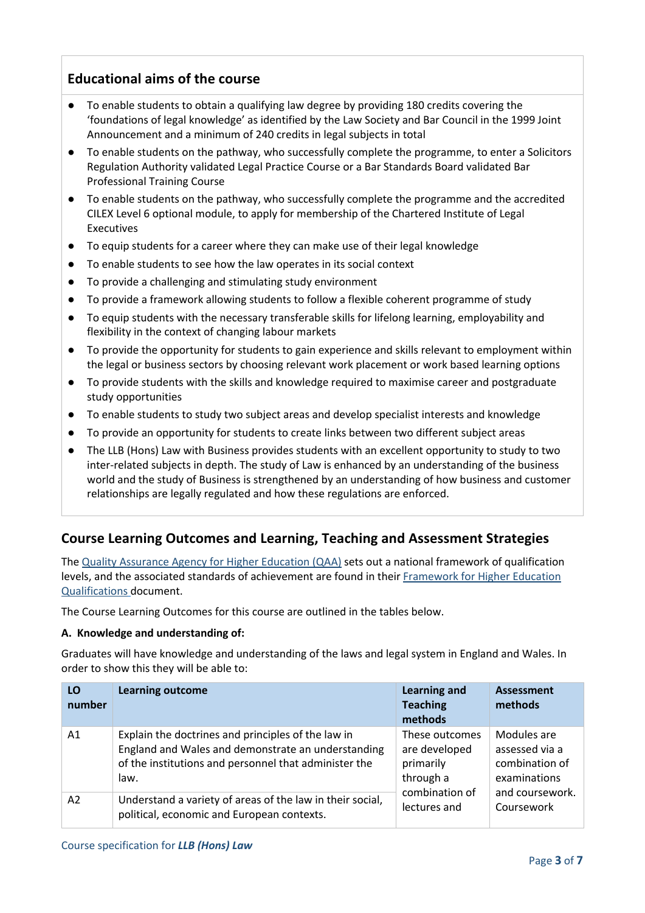## Educational aims of the course

- To enable students to obtain a qualifying law degree by providing 180 credits covering the 'foundations of legal knowledge' as identified by the Law Society and Bar Council in the 1999 Joint Announcement and a minimum of 240 credits in legal subjects in total
- To enable students on the pathway, who successfully complete the programme, to enter a Solicitors Regulation Authority validated Legal Practice Course or a Bar Standards Board validated Bar Professional Training Course
- To enable students on the pathway, who successfully complete the programme and the accredited CILEX Level 6 optional module, to apply for membership of the Chartered Institute of Legal Executives
- To equip students for a career where they can make use of their legal knowledge
- To enable students to see how the law operates in its social context
- To provide a challenging and stimulating study environment
- To provide a framework allowing students to follow a flexible coherent programme of study
- To equip students with the necessary transferable skills for lifelong learning, employability and flexibility in the context of changing labour markets
- To provide the opportunity for students to gain experience and skills relevant to employment within the legal or business sectors by choosing relevant work placement or work based learning options
- To provide students with the skills and knowledge required to maximise career and postgraduate study opportunities
- To enable students to study two subject areas and develop specialist interests and knowledge
- To provide an opportunity for students to create links between two different subject areas
- The LLB (Hons) Law with Business provides students with an excellent opportunity to study to two inter-related subjects in depth. The study of Law is enhanced by an understanding of the business world and the study of Business is strengthened by an understanding of how business and customer relationships are legally regulated and how these regulations are enforced.

## Course Learning Outcomes and Learning, Teaching and Assessment Strategies

The Quality Assurance Agency for Higher Education (QAA) sets out a national framework of qualification levels, and the associated standards of achievement are found in their Framework for Higher Education Qualifications document.

The Course Learning Outcomes for this course are outlined in the tables below.

**A. Knowledge and understanding of:**

Graduates will have knowledge and understanding of the laws and legal system in England and Wales. In order to show this they will be able to:

| LO number | Learning outcome | Learning and Teaching methods | Assessment methods |
|---|---|---|---|
| A1 | Explain the doctrines and principles of the law in England and Wales and demonstrate an understanding of the institutions and personnel that administer the law. | These outcomes are developed primarily through a combination of lectures and | Modules are assessed via a combination of examinations and coursework. Coursework |
| A2 | Understand a variety of areas of the law in their social, political, economic and European contexts. | | |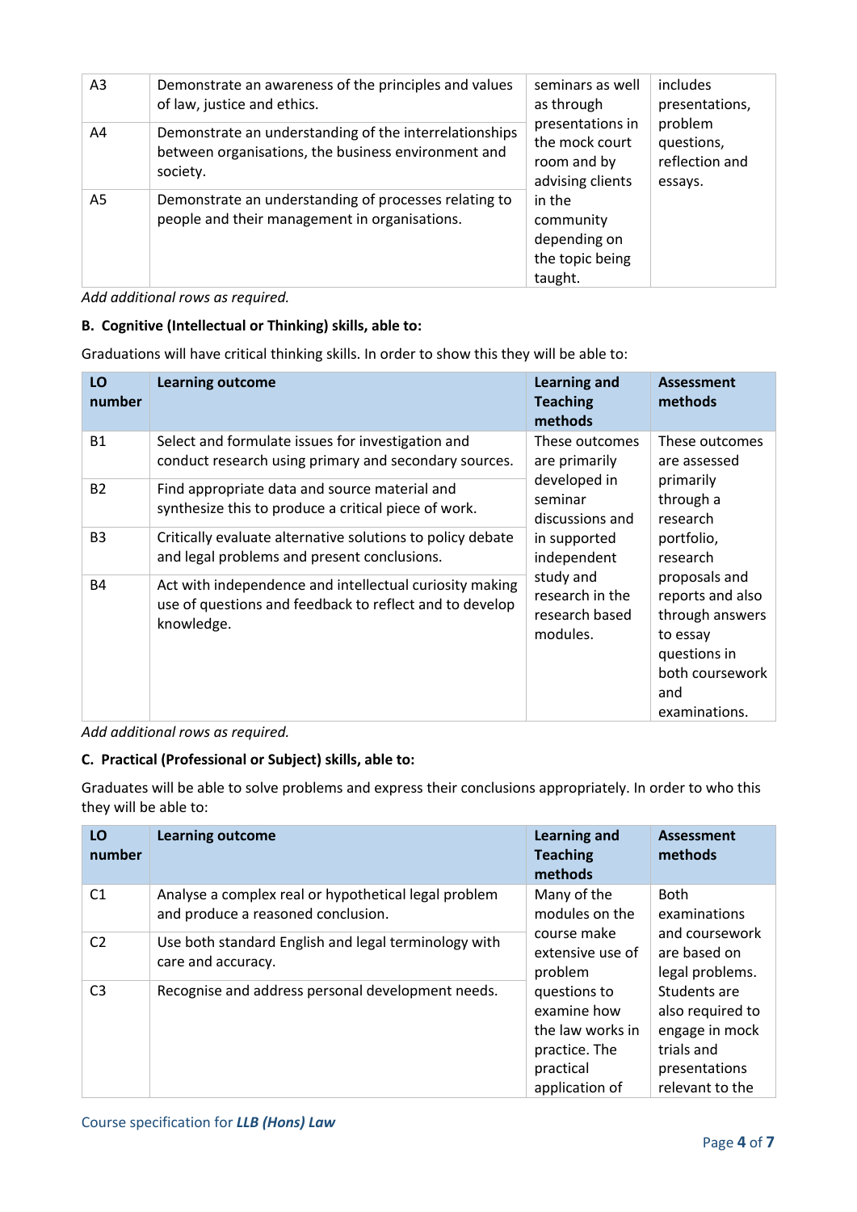| | | | |
|---|---|---|---|
| A3 | Demonstrate an awareness of the principles and values of law, justice and ethics. | seminars as well as through presentations in the mock court room and by advising clients in the community depending on the topic being taught. | includes presentations, problem questions, reflection and essays. |
| A4 | Demonstrate an understanding of the interrelationships between organisations, the business environment and society. | | |
| A5 | Demonstrate an understanding of processes relating to people and their management in organisations. | | |

*Add additional rows as required.*

**B. Cognitive (Intellectual or Thinking) skills, able to:**

Graduations will have critical thinking skills. In order to show this they will be able to:

| LO number | Learning outcome | Learning and Teaching methods | Assessment methods |
|---|---|---|---|
| B1 | Select and formulate issues for investigation and conduct research using primary and secondary sources. | These outcomes are primarily developed in seminar discussions and in supported independent study and research in the research based modules. | These outcomes are assessed primarily through a research portfolio, research proposals and reports and also through answers to essay questions in both coursework and examinations. |
| B2 | Find appropriate data and source material and synthesize this to produce a critical piece of work. | | |
| B3 | Critically evaluate alternative solutions to policy debate and legal problems and present conclusions. | | |
| B4 | Act with independence and intellectual curiosity making use of questions and feedback to reflect and to develop knowledge. | | |

*Add additional rows as required.*

**C. Practical (Professional or Subject) skills, able to:**

Graduates will be able to solve problems and express their conclusions appropriately. In order to who this they will be able to:

| LO number | Learning outcome | Learning and Teaching methods | Assessment methods |
|---|---|---|---|
| C1 | Analyse a complex real or hypothetical legal problem and produce a reasoned conclusion. | Many of the modules on the course make extensive use of problem questions to examine how the law works in practice. The practical application of | Both examinations and coursework are based on legal problems. Students are also required to engage in mock trials and presentations relevant to the |
| C2 | Use both standard English and legal terminology with care and accuracy. | | |
| C3 | Recognise and address personal development needs. | | |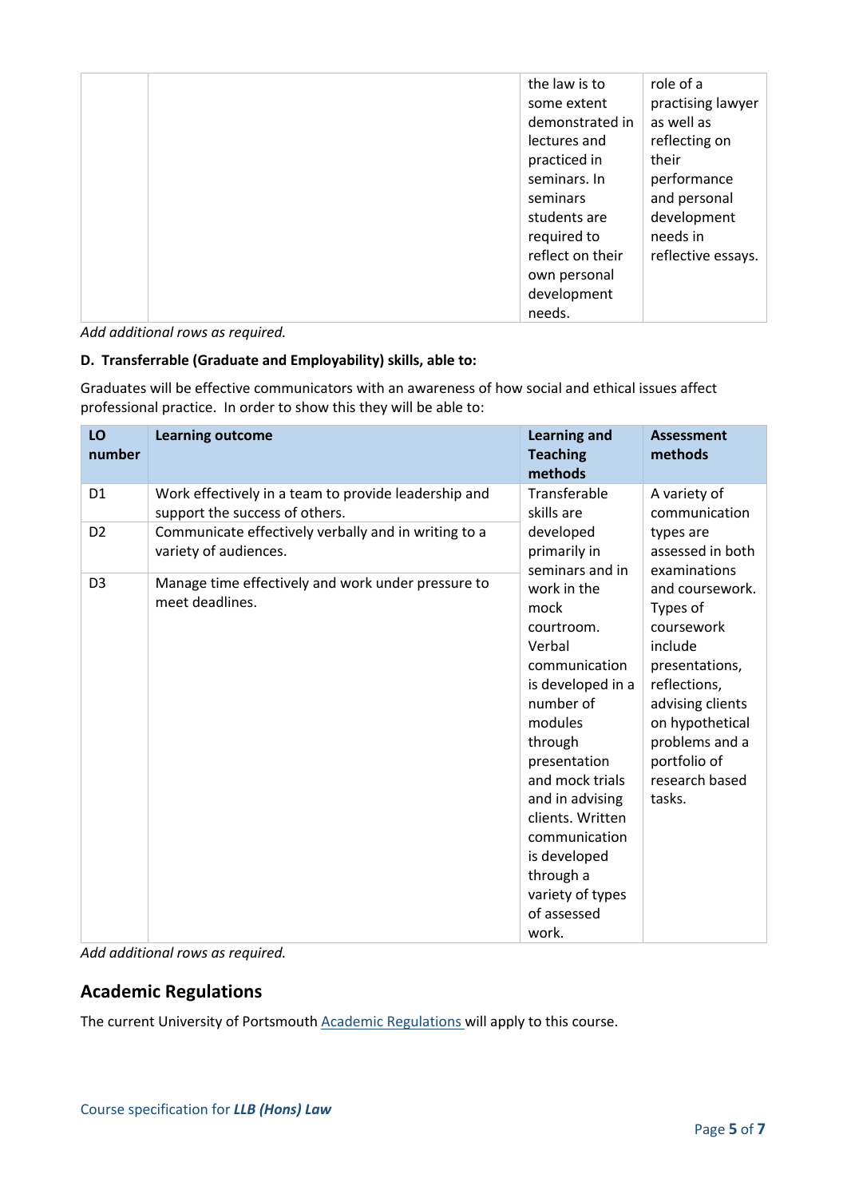| | | | |
|---|---|---|---|
| | | the law is to some extent demonstrated in lectures and practiced in seminars. In seminars students are required to reflect on their own personal development needs. | role of a practising lawyer as well as reflecting on their performance and personal development needs in reflective essays. |

*Add additional rows as required.*

**D. Transferrable (Graduate and Employability) skills, able to:**

Graduates will be effective communicators with an awareness of how social and ethical issues affect professional practice. In order to show this they will be able to:

| LO number | Learning outcome | Learning and Teaching methods | Assessment methods |
|---|---|---|---|
| D1 | Work effectively in a team to provide leadership and support the success of others. | Transferable skills are developed primarily in seminars and in work in the mock courtroom. Verbal communication is developed in a number of modules through presentation and mock trials and in advising clients. Written communication is developed through a variety of types of assessed work. | A variety of communication types are assessed in both examinations and coursework. Types of coursework include presentations, reflections, advising clients on hypothetical problems and a portfolio of research based tasks. |
| D2 | Communicate effectively verbally and in writing to a variety of audiences. | | |
| D3 | Manage time effectively and work under pressure to meet deadlines. | | |

*Add additional rows as required.*

## Academic Regulations

The current University of Portsmouth Academic Regulations will apply to this course.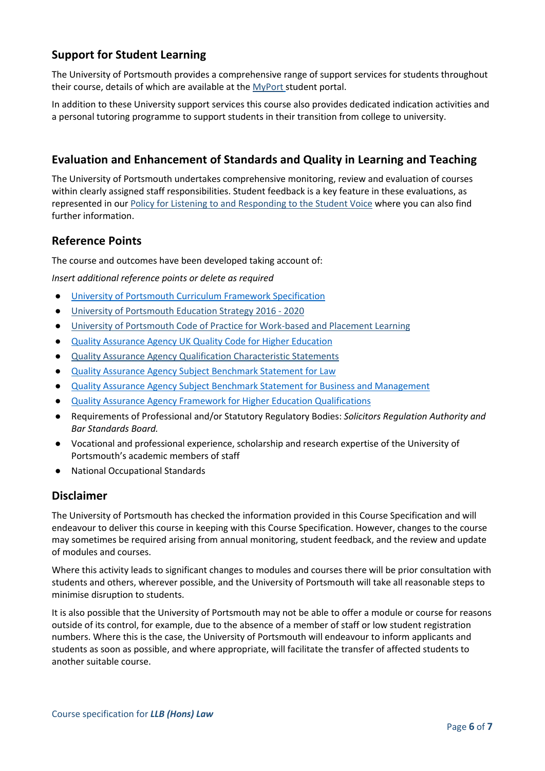## Support for Student Learning

The University of Portsmouth provides a comprehensive range of support services for students throughout their course, details of which are available at the MyPort student portal.

In addition to these University support services this course also provides dedicated indication activities and a personal tutoring programme to support students in their transition from college to university.

## Evaluation and Enhancement of Standards and Quality in Learning and Teaching

The University of Portsmouth undertakes comprehensive monitoring, review and evaluation of courses within clearly assigned staff responsibilities. Student feedback is a key feature in these evaluations, as represented in our Policy for Listening to and Responding to the Student Voice where you can also find further information.

## Reference Points

The course and outcomes have been developed taking account of:

*Insert additional reference points or delete as required*

- University of Portsmouth Curriculum Framework Specification
- University of Portsmouth Education Strategy 2016 - 2020
- University of Portsmouth Code of Practice for Work-based and Placement Learning
- Quality Assurance Agency UK Quality Code for Higher Education
- Quality Assurance Agency Qualification Characteristic Statements
- Quality Assurance Agency Subject Benchmark Statement for Law
- Quality Assurance Agency Subject Benchmark Statement for Business and Management
- Quality Assurance Agency Framework for Higher Education Qualifications
- Requirements of Professional and/or Statutory Regulatory Bodies: *Solicitors Regulation Authority and Bar Standards Board.*
- Vocational and professional experience, scholarship and research expertise of the University of Portsmouth's academic members of staff
- National Occupational Standards

## Disclaimer

The University of Portsmouth has checked the information provided in this Course Specification and will endeavour to deliver this course in keeping with this Course Specification. However, changes to the course may sometimes be required arising from annual monitoring, student feedback, and the review and update of modules and courses.

Where this activity leads to significant changes to modules and courses there will be prior consultation with students and others, wherever possible, and the University of Portsmouth will take all reasonable steps to minimise disruption to students.

It is also possible that the University of Portsmouth may not be able to offer a module or course for reasons outside of its control, for example, due to the absence of a member of staff or low student registration numbers. Where this is the case, the University of Portsmouth will endeavour to inform applicants and students as soon as possible, and where appropriate, will facilitate the transfer of affected students to another suitable course.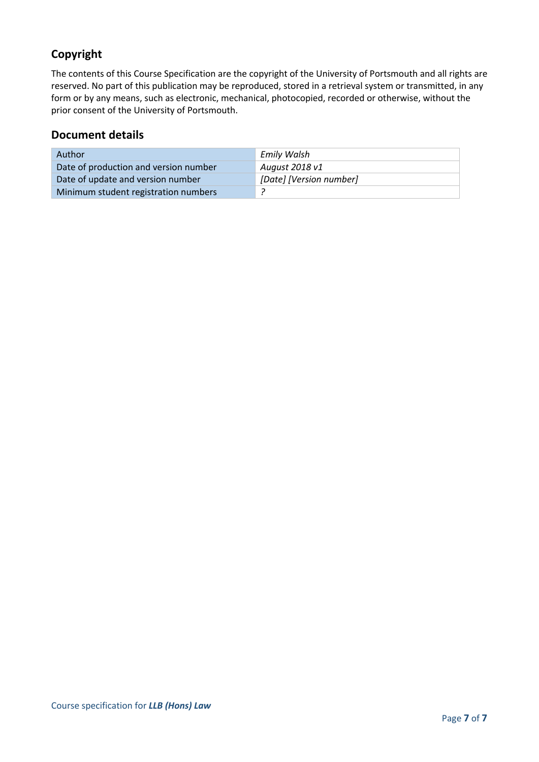## Copyright

The contents of this Course Specification are the copyright of the University of Portsmouth and all rights are reserved. No part of this publication may be reproduced, stored in a retrieval system or transmitted, in any form or by any means, such as electronic, mechanical, photocopied, recorded or otherwise, without the prior consent of the University of Portsmouth.

## Document details

| | |
|---|---|
| Author | *Emily Walsh* |
| Date of production and version number | *August 2018 v1* |
| Date of update and version number | *[Date] [Version number]* |
| Minimum student registration numbers | *?* |